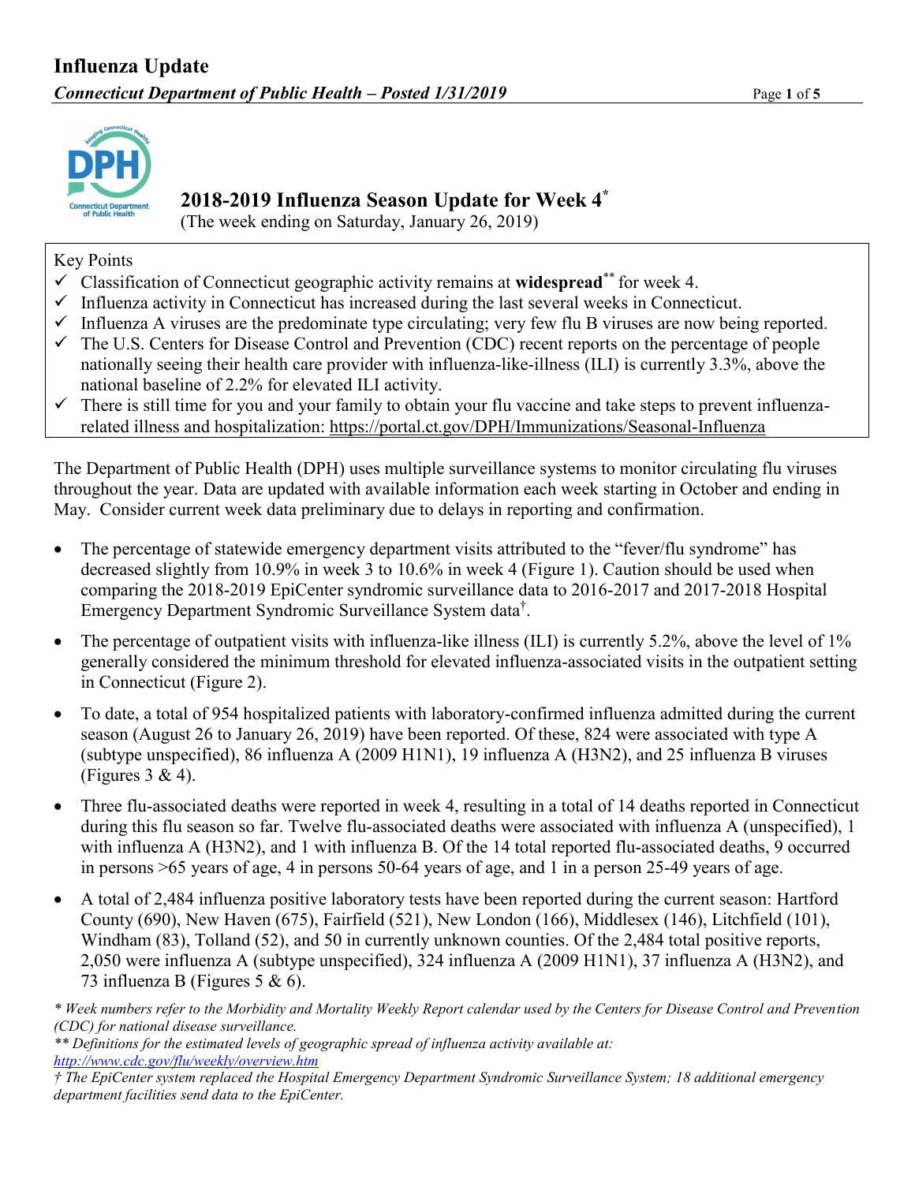# Influenza Update

***Connecticut Department of Public Health – Posted 1/31/2019***

## 2018-2019 Influenza Season Update for Week 4*

(The week ending on Saturday, January 26, 2019)

Key Points

- ✓ Classification of Connecticut geographic activity remains at **widespread**** for week 4.
- ✓ Influenza activity in Connecticut has increased during the last several weeks in Connecticut.
- ✓ Influenza A viruses are the predominate type circulating; very few flu B viruses are now being reported.
- ✓ The U.S. Centers for Disease Control and Prevention (CDC) recent reports on the percentage of people nationally seeing their health care provider with influenza-like-illness (ILI) is currently 3.3%, above the national baseline of 2.2% for elevated ILI activity.
- ✓ There is still time for you and your family to obtain your flu vaccine and take steps to prevent influenza-related illness and hospitalization: https://portal.ct.gov/DPH/Immunizations/Seasonal-Influenza

The Department of Public Health (DPH) uses multiple surveillance systems to monitor circulating flu viruses throughout the year. Data are updated with available information each week starting in October and ending in May. Consider current week data preliminary due to delays in reporting and confirmation.

- The percentage of statewide emergency department visits attributed to the "fever/flu syndrome" has decreased slightly from 10.9% in week 3 to 10.6% in week 4 (Figure 1). Caution should be used when comparing the 2018-2019 EpiCenter syndromic surveillance data to 2016-2017 and 2017-2018 Hospital Emergency Department Syndromic Surveillance System data†.

- The percentage of outpatient visits with influenza-like illness (ILI) is currently 5.2%, above the level of 1% generally considered the minimum threshold for elevated influenza-associated visits in the outpatient setting in Connecticut (Figure 2).

- To date, a total of 954 hospitalized patients with laboratory-confirmed influenza admitted during the current season (August 26 to January 26, 2019) have been reported. Of these, 824 were associated with type A (subtype unspecified), 86 influenza A (2009 H1N1), 19 influenza A (H3N2), and 25 influenza B viruses (Figures 3 & 4).

- Three flu-associated deaths were reported in week 4, resulting in a total of 14 deaths reported in Connecticut during this flu season so far. Twelve flu-associated deaths were associated with influenza A (unspecified), 1 with influenza A (H3N2), and 1 with influenza B. Of the 14 total reported flu-associated deaths, 9 occurred in persons >65 years of age, 4 in persons 50-64 years of age, and 1 in a person 25-49 years of age.

- A total of 2,484 influenza positive laboratory tests have been reported during the current season: Hartford County (690), New Haven (675), Fairfield (521), New London (166), Middlesex (146), Litchfield (101), Windham (83), Tolland (52), and 50 in currently unknown counties. Of the 2,484 total positive reports, 2,050 were influenza A (subtype unspecified), 324 influenza A (2009 H1N1), 37 influenza A (H3N2), and 73 influenza B (Figures 5 & 6).

*\* Week numbers refer to the Morbidity and Mortality Weekly Report calendar used by the Centers for Disease Control and Prevention (CDC) for national disease surveillance.*

*\*\* Definitions for the estimated levels of geographic spread of influenza activity available at:* *http://www.cdc.gov/flu/weekly/overview.htm*

*† The EpiCenter system replaced the Hospital Emergency Department Syndromic Surveillance System; 18 additional emergency department facilities send data to the EpiCenter.*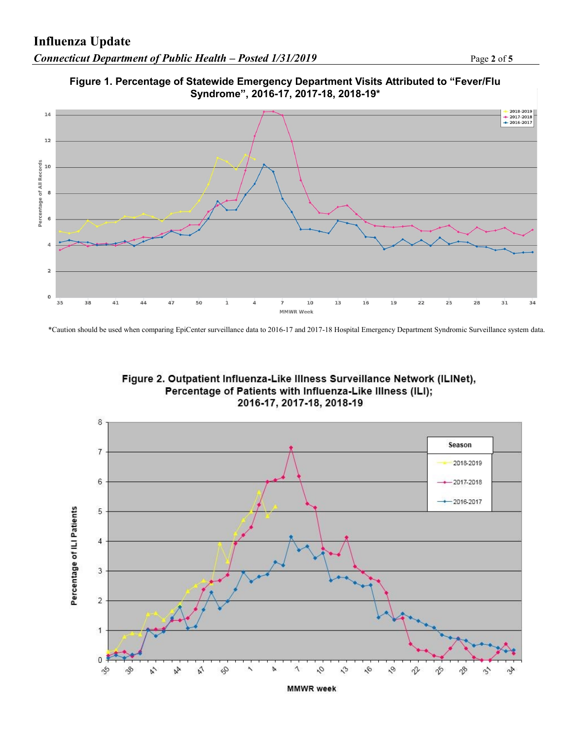**Figure 1. Percentage of Statewide Emergency Department Visits Attributed to "Fever/Flu Syndrome", 2016-17, 2017-18, 2018-19***

*Caution should be used when comparing EpiCenter surveillance data to 2016-17 and 2017-18 Hospital Emergency Department Syndromic Surveillance system data.

**Figure 2. Outpatient Influenza-Like Illness Surveillance Network (ILINet), Percentage of Patients with Influenza-Like Illness (ILI); 2016-17, 2017-18, 2018-19**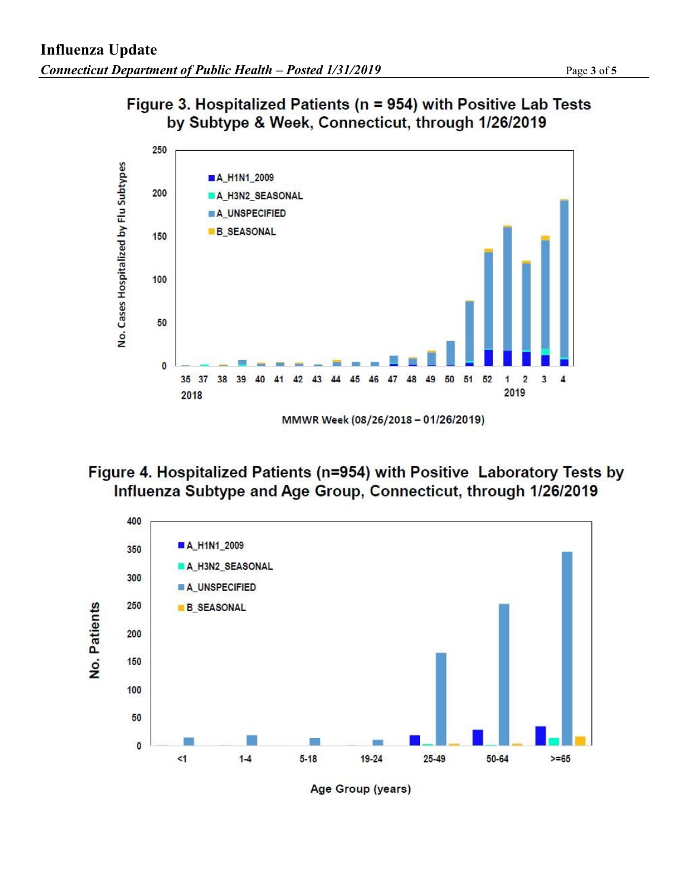Figure 3. Hospitalized Patients (n = 954) with Positive Lab Tests by Subtype & Week, Connecticut, through 1/26/2019

Figure 4. Hospitalized Patients (n=954) with Positive Laboratory Tests by Influenza Subtype and Age Group, Connecticut, through 1/26/2019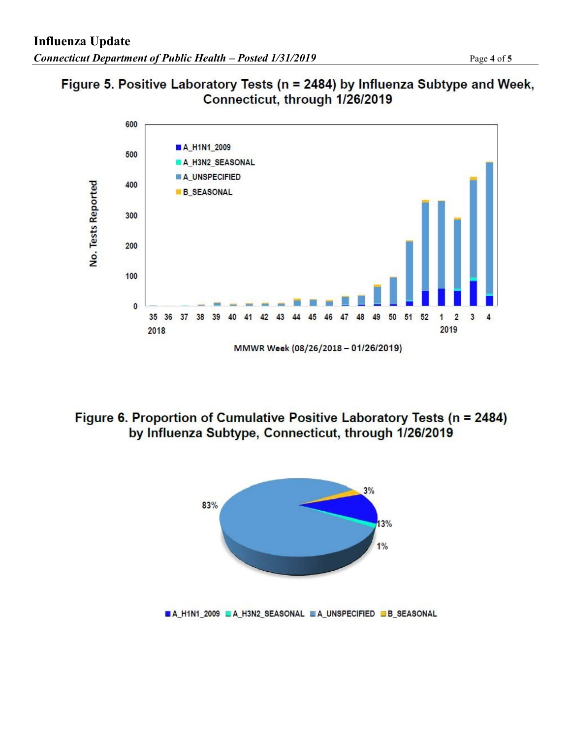## Figure 5. Positive Laboratory Tests (n = 2484) by Influenza Subtype and Week, Connecticut, through 1/26/2019

## Figure 6. Proportion of Cumulative Positive Laboratory Tests (n = 2484) by Influenza Subtype, Connecticut, through 1/26/2019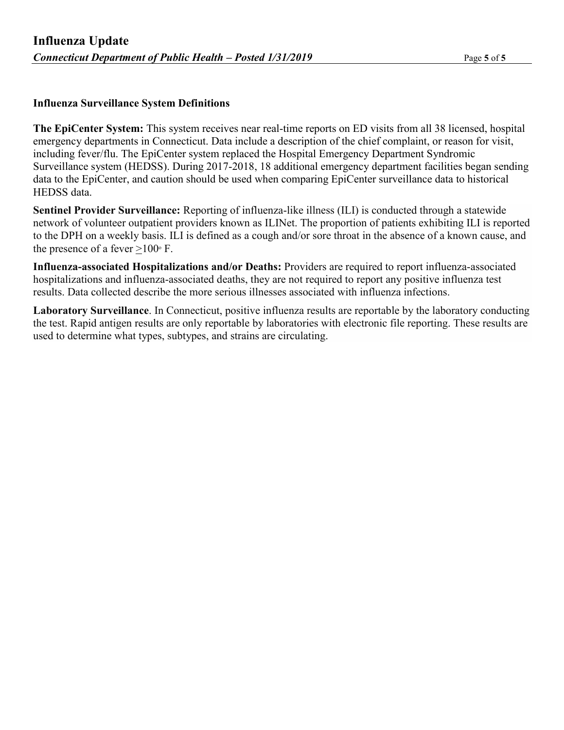## Influenza Surveillance System Definitions

**The EpiCenter System:** This system receives near real-time reports on ED visits from all 38 licensed, hospital emergency departments in Connecticut. Data include a description of the chief complaint, or reason for visit, including fever/flu. The EpiCenter system replaced the Hospital Emergency Department Syndromic Surveillance system (HEDSS). During 2017-2018, 18 additional emergency department facilities began sending data to the EpiCenter, and caution should be used when comparing EpiCenter surveillance data to historical HEDSS data.

**Sentinel Provider Surveillance:** Reporting of influenza-like illness (ILI) is conducted through a statewide network of volunteer outpatient providers known as ILINet. The proportion of patients exhibiting ILI is reported to the DPH on a weekly basis. ILI is defined as a cough and/or sore throat in the absence of a known cause, and the presence of a fever $\geq 100^{\circ}$ F.

**Influenza-associated Hospitalizations and/or Deaths:** Providers are required to report influenza-associated hospitalizations and influenza-associated deaths, they are not required to report any positive influenza test results. Data collected describe the more serious illnesses associated with influenza infections.

**Laboratory Surveillance**. In Connecticut, positive influenza results are reportable by the laboratory conducting the test. Rapid antigen results are only reportable by laboratories with electronic file reporting. These results are used to determine what types, subtypes, and strains are circulating.